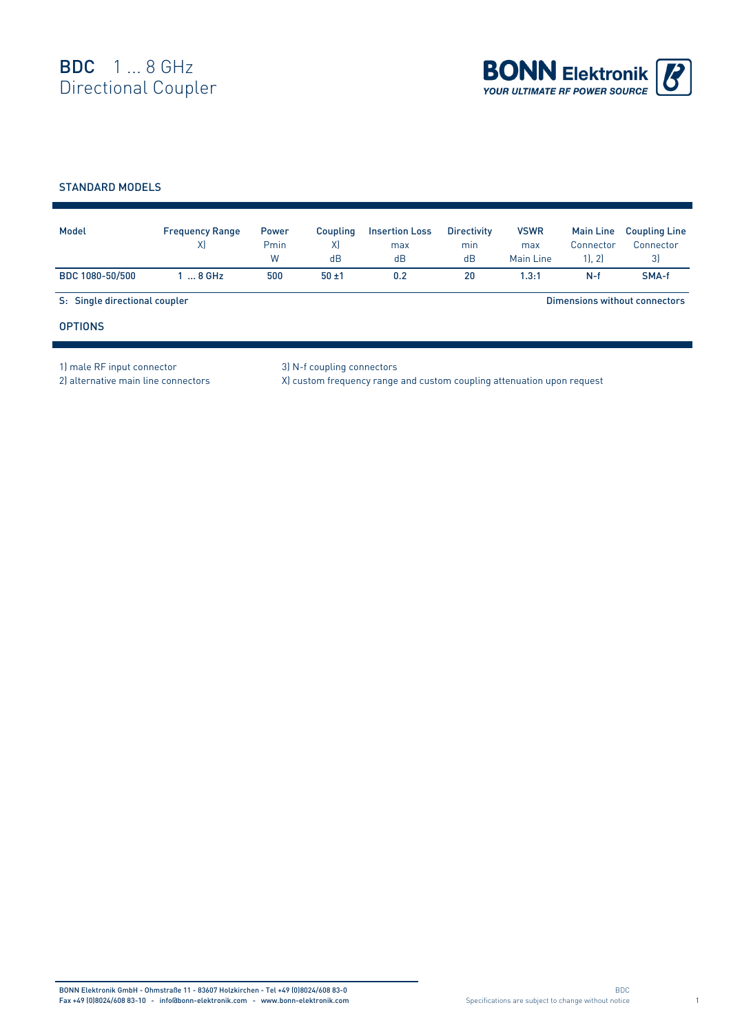# BDC 1 … 8 GHz Directional Coupler

**BONN Elektronik**
*YOUR ULTIMATE RF POWER SOURCE*

## STANDARD MODELS

| Model | Frequency Range X) | Power Pmin W | Coupling X) dB | Insertion Loss max dB | Directivity min dB | VSWR max Main Line | Main Line Connector 1), 2) | Coupling Line Connector 3) |
|---|---|---|---|---|---|---|---|---|
| BDC 1080-50/500 | 1 … 8 GHz | 500 | 50 ±1 | 0.2 | 20 | 1.3:1 | N-f | SMA-f |

S: Single directional coupler

Dimensions without connectors

## OPTIONS

1) male RF input connector
2) alternative main line connectors
3) N-f coupling connectors
X) custom frequency range and custom coupling attenuation upon request

BONN Elektronik GmbH - Ohmstraße 11 - 83607 Holzkirchen - Tel +49 (0)8024/608 83-0
Fax +49 (0)8024/608 83-10 - info@bonn-elektronik.com - www.bonn-elektronik.com

Specifications are subject to change without notice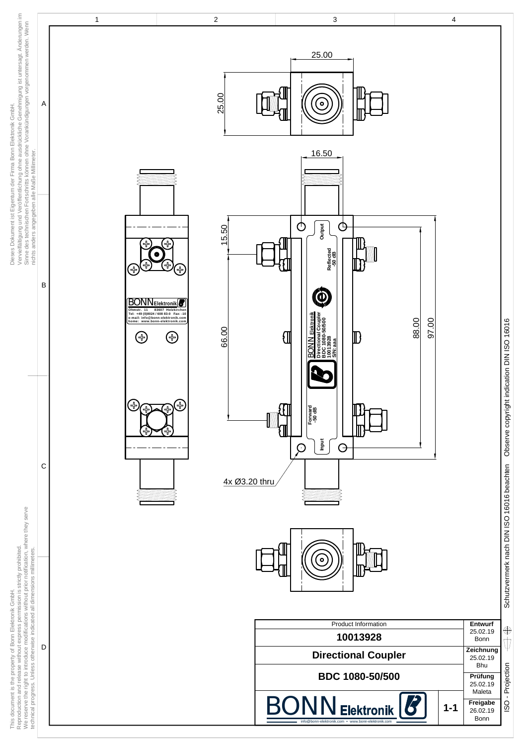Dieses Dokument ist Eigentum der Firma Bonn Elektronik GmbH. Vervielfältigung und Veröffentlichung ohne ausdrückliche Genehmigung ist untersagt. Änderungen im Sinne des technischen Fortschritts können ohne Vorankündigungen vorgenommen werden. Wenn nichts anders angegeben alle Maße Millimeter.

This document is the property of Bonn Elektronik GmbH. Reproduction and release without express permission is strictly prohibited. We reserve the right to introduce modifications without prior notification, where they serve technical progress. Unless otherwise indicated all dimensions millimeters.

25.00

25.00

16.50

15.50

66.00

88.00

97.00

4x Ø3.20 thru

Output

Reflected -50 dB

BONN Elektronik Directional Coupler BDC 1080-50/500 10013928 S/N: aaa

Forward -50 dB

Input

BONN Elektronik
Ohmstr. 11 83607 Holzkirchen
Tel: +49 (0)8024 / 608 83-0 Fax: -10
e-mail: info@bonn-elektronik.com
home: www.bonn-elektronik.com

| | |
|---|---|
| Product Information | **Entwurf** 25.02.19 Bonn |
| **10013928** | |
| **Directional Coupler** | **Zeichnung** 25.02.19 Bhu |
| **BDC 1080-50/500** | **Prüfung** 25.02.19 Maleta |
| BONN Elektronik info@bonn-elektronik.com • www.bonn-elektronik.com — **1-1** | **Freigabe** 26.02.19 Bonn |

Schutzvermerk nach DIN ISO 16016 beachten Observe copyright indication DIN ISO 16016

ISO - Projection